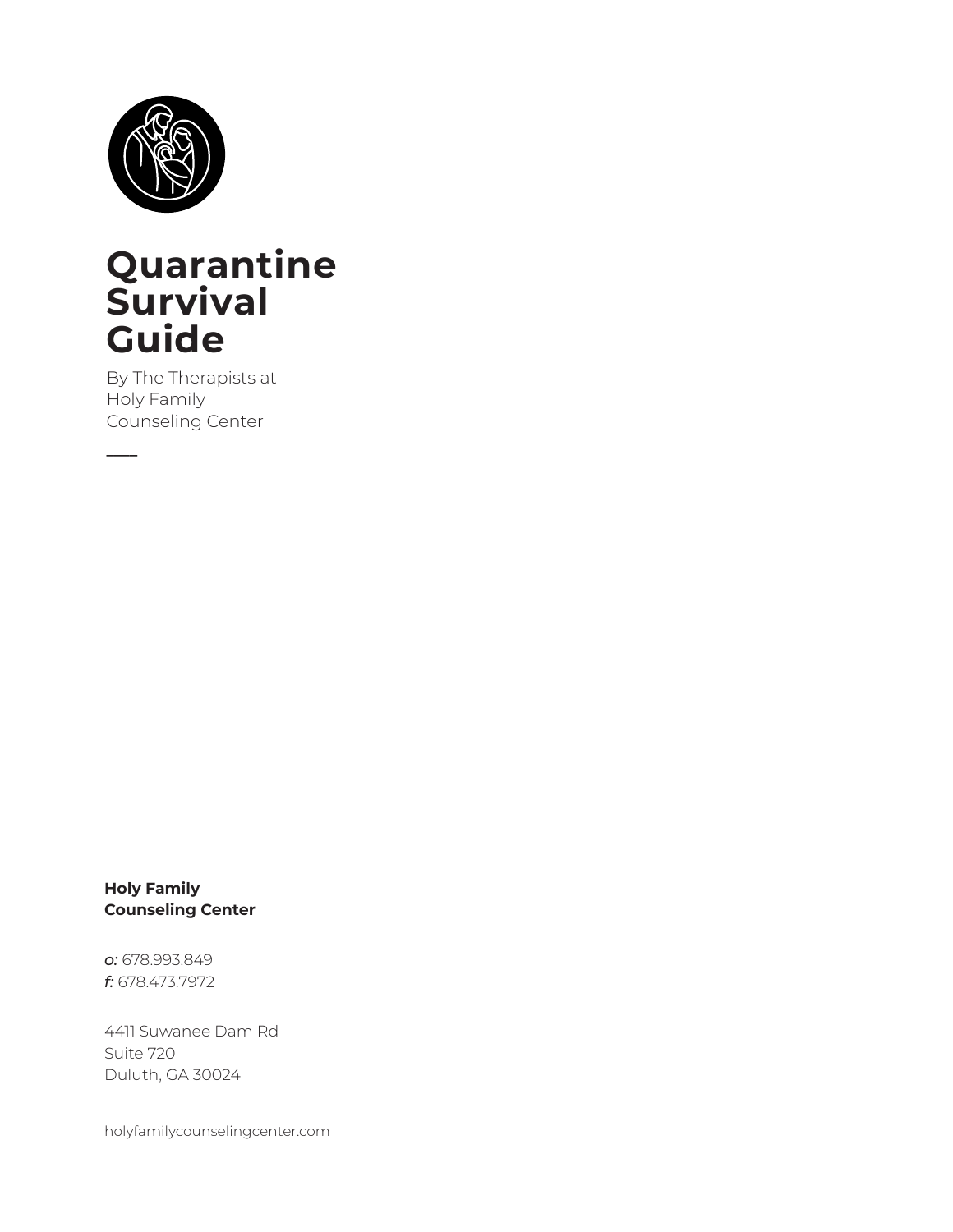# Quarantine Survival Guide

By The Therapists at Holy Family Counseling Center

**Holy Family Counseling Center**

*o:* 678.993.849
*f:* 678.473.7972

4411 Suwanee Dam Rd
Suite 720
Duluth, GA 30024

holyfamilycounselingcenter.com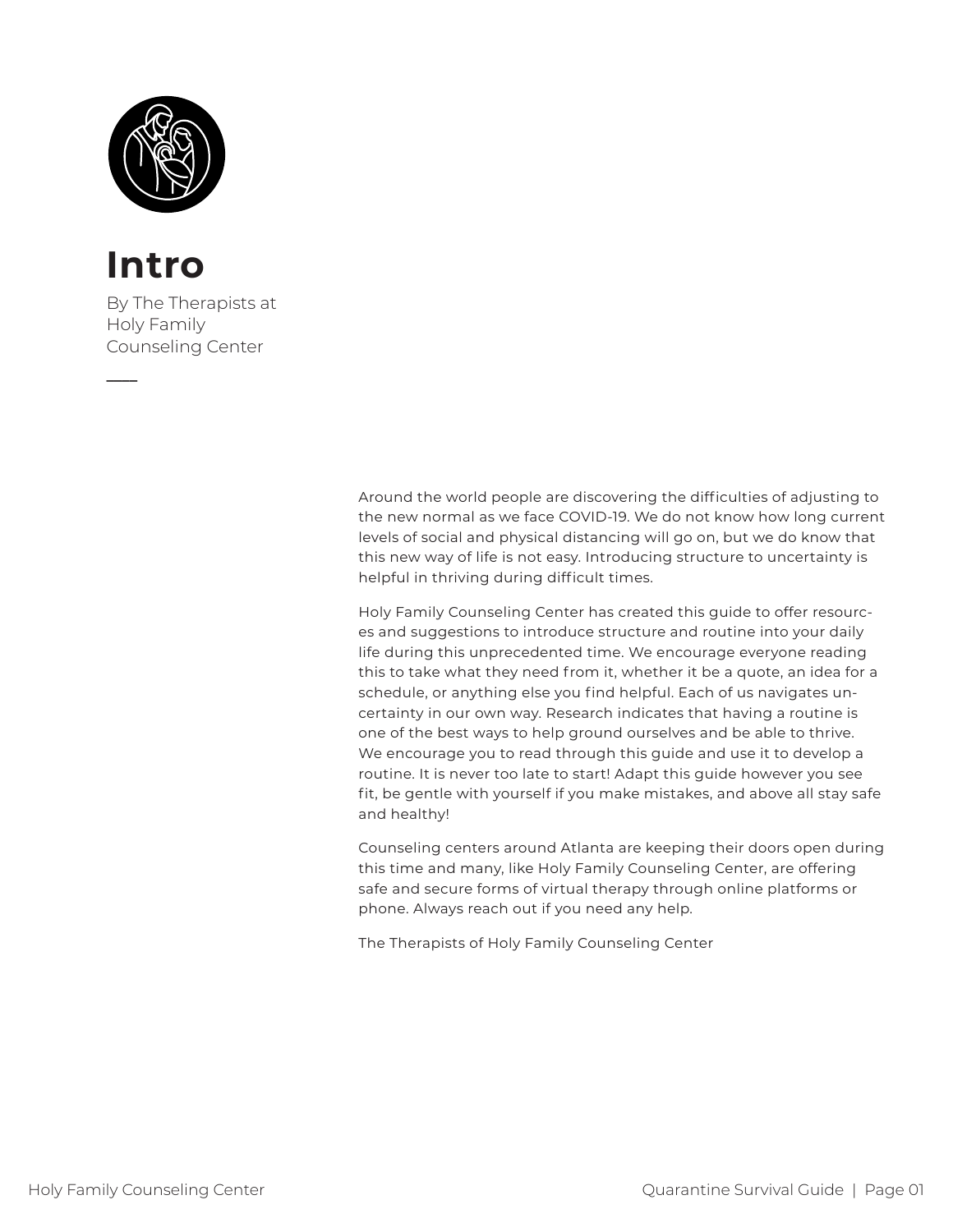# Intro

By The Therapists at Holy Family Counseling Center

Around the world people are discovering the difficulties of adjusting to the new normal as we face COVID-19. We do not know how long current levels of social and physical distancing will go on, but we do know that this new way of life is not easy. Introducing structure to uncertainty is helpful in thriving during difficult times.

Holy Family Counseling Center has created this guide to offer resources and suggestions to introduce structure and routine into your daily life during this unprecedented time. We encourage everyone reading this to take what they need from it, whether it be a quote, an idea for a schedule, or anything else you find helpful. Each of us navigates uncertainty in our own way. Research indicates that having a routine is one of the best ways to help ground ourselves and be able to thrive. We encourage you to read through this guide and use it to develop a routine. It is never too late to start! Adapt this guide however you see fit, be gentle with yourself if you make mistakes, and above all stay safe and healthy!

Counseling centers around Atlanta are keeping their doors open during this time and many, like Holy Family Counseling Center, are offering safe and secure forms of virtual therapy through online platforms or phone. Always reach out if you need any help.

The Therapists of Holy Family Counseling Center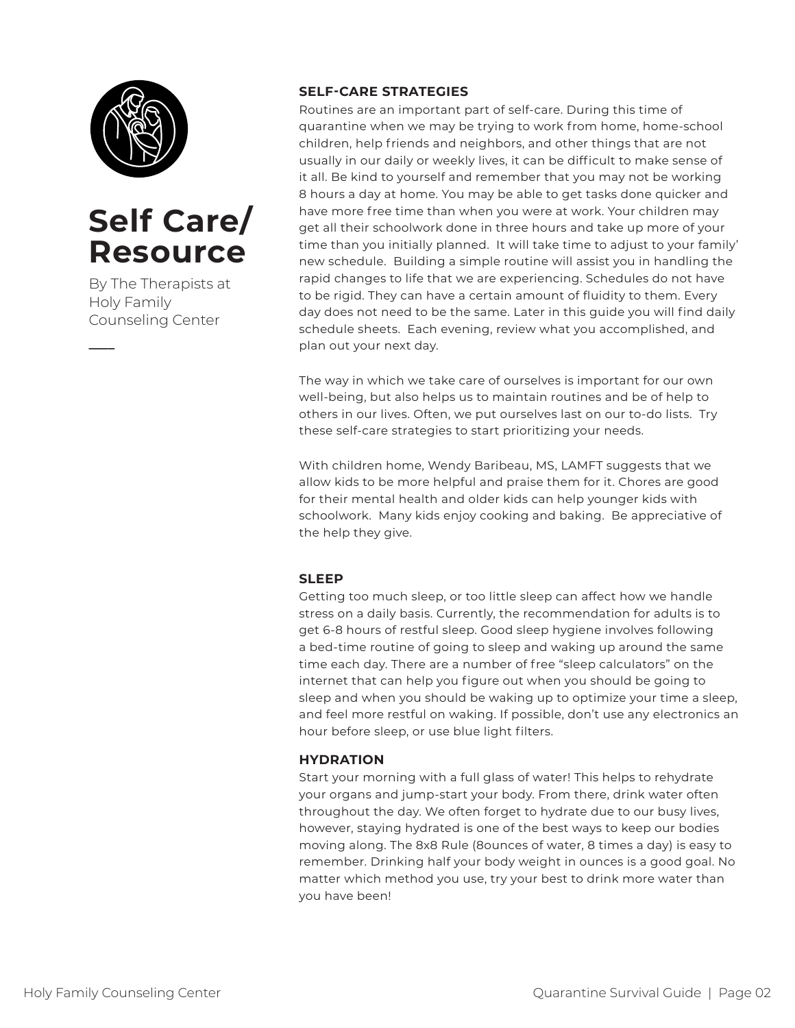# Self Care/ Resource

By The Therapists at Holy Family Counseling Center

## SELF-CARE STRATEGIES

Routines are an important part of self-care. During this time of quarantine when we may be trying to work from home, home-school children, help friends and neighbors, and other things that are not usually in our daily or weekly lives, it can be difficult to make sense of it all. Be kind to yourself and remember that you may not be working 8 hours a day at home. You may be able to get tasks done quicker and have more free time than when you were at work. Your children may get all their schoolwork done in three hours and take up more of your time than you initially planned. It will take time to adjust to your family' new schedule. Building a simple routine will assist you in handling the rapid changes to life that we are experiencing. Schedules do not have to be rigid. They can have a certain amount of fluidity to them. Every day does not need to be the same. Later in this guide you will find daily schedule sheets. Each evening, review what you accomplished, and plan out your next day.

The way in which we take care of ourselves is important for our own well-being, but also helps us to maintain routines and be of help to others in our lives. Often, we put ourselves last on our to-do lists. Try these self-care strategies to start prioritizing your needs.

With children home, Wendy Baribeau, MS, LAMFT suggests that we allow kids to be more helpful and praise them for it. Chores are good for their mental health and older kids can help younger kids with schoolwork. Many kids enjoy cooking and baking. Be appreciative of the help they give.

## SLEEP

Getting too much sleep, or too little sleep can affect how we handle stress on a daily basis. Currently, the recommendation for adults is to get 6-8 hours of restful sleep. Good sleep hygiene involves following a bed-time routine of going to sleep and waking up around the same time each day. There are a number of free "sleep calculators" on the internet that can help you figure out when you should be going to sleep and when you should be waking up to optimize your time a sleep, and feel more restful on waking. If possible, don't use any electronics an hour before sleep, or use blue light filters.

## HYDRATION

Start your morning with a full glass of water! This helps to rehydrate your organs and jump-start your body. From there, drink water often throughout the day. We often forget to hydrate due to our busy lives, however, staying hydrated is one of the best ways to keep our bodies moving along. The 8x8 Rule (8ounces of water, 8 times a day) is easy to remember. Drinking half your body weight in ounces is a good goal. No matter which method you use, try your best to drink more water than you have been!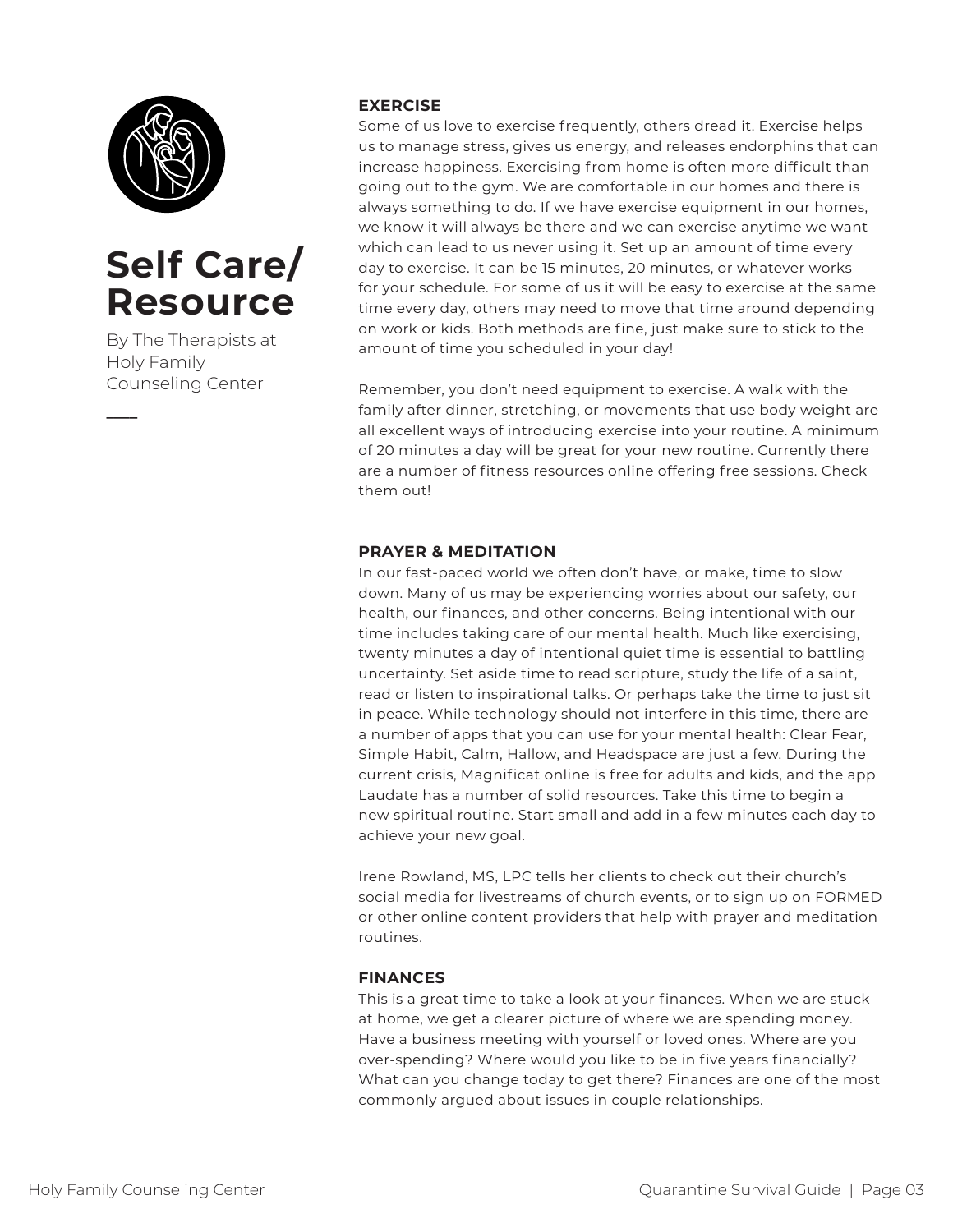# Self Care/ Resource

By The Therapists at Holy Family Counseling Center

**EXERCISE**

Some of us love to exercise frequently, others dread it. Exercise helps us to manage stress, gives us energy, and releases endorphins that can increase happiness. Exercising from home is often more difficult than going out to the gym. We are comfortable in our homes and there is always something to do. If we have exercise equipment in our homes, we know it will always be there and we can exercise anytime we want which can lead to us never using it. Set up an amount of time every day to exercise. It can be 15 minutes, 20 minutes, or whatever works for your schedule. For some of us it will be easy to exercise at the same time every day, others may need to move that time around depending on work or kids. Both methods are fine, just make sure to stick to the amount of time you scheduled in your day!

Remember, you don't need equipment to exercise. A walk with the family after dinner, stretching, or movements that use body weight are all excellent ways of introducing exercise into your routine. A minimum of 20 minutes a day will be great for your new routine. Currently there are a number of fitness resources online offering free sessions. Check them out!

**PRAYER & MEDITATION**

In our fast-paced world we often don't have, or make, time to slow down. Many of us may be experiencing worries about our safety, our health, our finances, and other concerns. Being intentional with our time includes taking care of our mental health. Much like exercising, twenty minutes a day of intentional quiet time is essential to battling uncertainty. Set aside time to read scripture, study the life of a saint, read or listen to inspirational talks. Or perhaps take the time to just sit in peace. While technology should not interfere in this time, there are a number of apps that you can use for your mental health: Clear Fear, Simple Habit, Calm, Hallow, and Headspace are just a few. During the current crisis, Magnificat online is free for adults and kids, and the app Laudate has a number of solid resources. Take this time to begin a new spiritual routine. Start small and add in a few minutes each day to achieve your new goal.

Irene Rowland, MS, LPC tells her clients to check out their church's social media for livestreams of church events, or to sign up on FORMED or other online content providers that help with prayer and meditation routines.

**FINANCES**

This is a great time to take a look at your finances. When we are stuck at home, we get a clearer picture of where we are spending money. Have a business meeting with yourself or loved ones. Where are you over-spending? Where would you like to be in five years financially? What can you change today to get there? Finances are one of the most commonly argued about issues in couple relationships.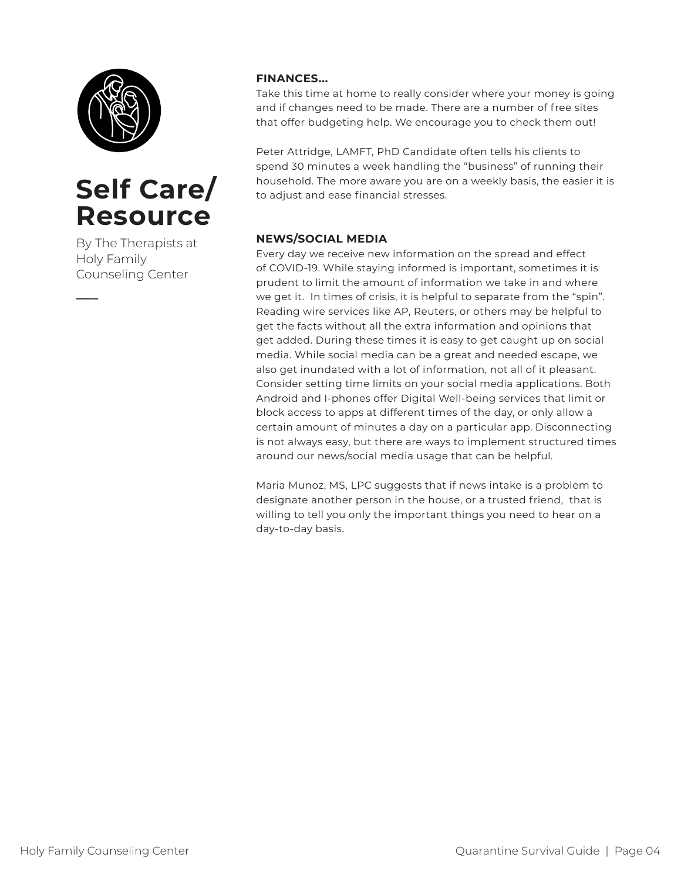# Self Care/ Resource

By The Therapists at Holy Family Counseling Center

**FINANCES...**

Take this time at home to really consider where your money is going and if changes need to be made. There are a number of free sites that offer budgeting help. We encourage you to check them out!

Peter Attridge, LAMFT, PhD Candidate often tells his clients to spend 30 minutes a week handling the "business" of running their household. The more aware you are on a weekly basis, the easier it is to adjust and ease financial stresses.

**NEWS/SOCIAL MEDIA**

Every day we receive new information on the spread and effect of COVID-19. While staying informed is important, sometimes it is prudent to limit the amount of information we take in and where we get it. In times of crisis, it is helpful to separate from the "spin". Reading wire services like AP, Reuters, or others may be helpful to get the facts without all the extra information and opinions that get added. During these times it is easy to get caught up on social media. While social media can be a great and needed escape, we also get inundated with a lot of information, not all of it pleasant. Consider setting time limits on your social media applications. Both Android and I-phones offer Digital Well-being services that limit or block access to apps at different times of the day, or only allow a certain amount of minutes a day on a particular app. Disconnecting is not always easy, but there are ways to implement structured times around our news/social media usage that can be helpful.

Maria Munoz, MS, LPC suggests that if news intake is a problem to designate another person in the house, or a trusted friend, that is willing to tell you only the important things you need to hear on a day-to-day basis.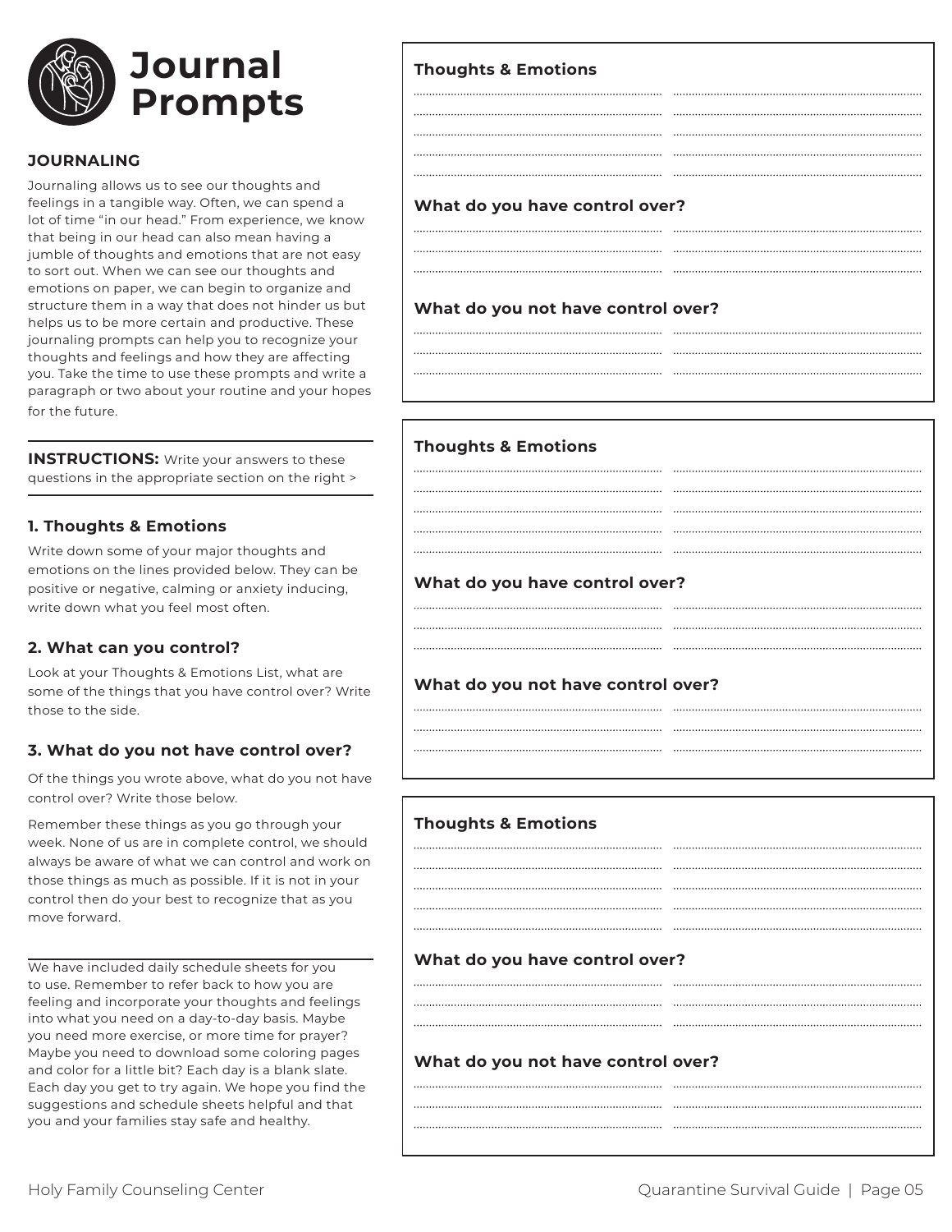# Journal Prompts

## JOURNALING

Journaling allows us to see our thoughts and feelings in a tangible way. Often, we can spend a lot of time "in our head." From experience, we know that being in our head can also mean having a jumble of thoughts and emotions that are not easy to sort out. When we can see our thoughts and emotions on paper, we can begin to organize and structure them in a way that does not hinder us but helps us to be more certain and productive. These journaling prompts can help you to recognize your thoughts and feelings and how they are affecting you. Take the time to use these prompts and write a paragraph or two about your routine and your hopes for the future.

**INSTRUCTIONS:** Write your answers to these questions in the appropriate section on the right >

### 1. Thoughts & Emotions

Write down some of your major thoughts and emotions on the lines provided below. They can be positive or negative, calming or anxiety inducing, write down what you feel most often.

### 2. What can you control?

Look at your Thoughts & Emotions List, what are some of the things that you have control over? Write those to the side.

### 3. What do you not have control over?

Of the things you wrote above, what do you not have control over? Write those below.

Remember these things as you go through your week. None of us are in complete control, we should always be aware of what we can control and work on those things as much as possible. If it is not in your control then do your best to recognize that as you move forward.

We have included daily schedule sheets for you to use. Remember to refer back to how you are feeling and incorporate your thoughts and feelings into what you need on a day-to-day basis. Maybe you need more exercise, or more time for prayer? Maybe you need to download some coloring pages and color for a little bit? Each day is a blank slate. Each day you get to try again. We hope you find the suggestions and schedule sheets helpful and that you and your families stay safe and healthy.

---

**Thoughts & Emotions**

........................................ ........................................
........................................ ........................................
........................................ ........................................
........................................ ........................................
........................................ ........................................

**What do you have control over?**

........................................ ........................................
........................................ ........................................
........................................ ........................................

**What do you not have control over?**

........................................ ........................................
........................................ ........................................
........................................ ........................................

---

**Thoughts & Emotions**

........................................ ........................................
........................................ ........................................
........................................ ........................................
........................................ ........................................
........................................ ........................................

**What do you have control over?**

........................................ ........................................
........................................ ........................................
........................................ ........................................

**What do you not have control over?**

........................................ ........................................
........................................ ........................................
........................................ ........................................

---

**Thoughts & Emotions**

........................................ ........................................
........................................ ........................................
........................................ ........................................
........................................ ........................................
........................................ ........................................

**What do you have control over?**

........................................ ........................................
........................................ ........................................
........................................ ........................................

**What do you not have control over?**

........................................ ........................................
........................................ ........................................
........................................ ........................................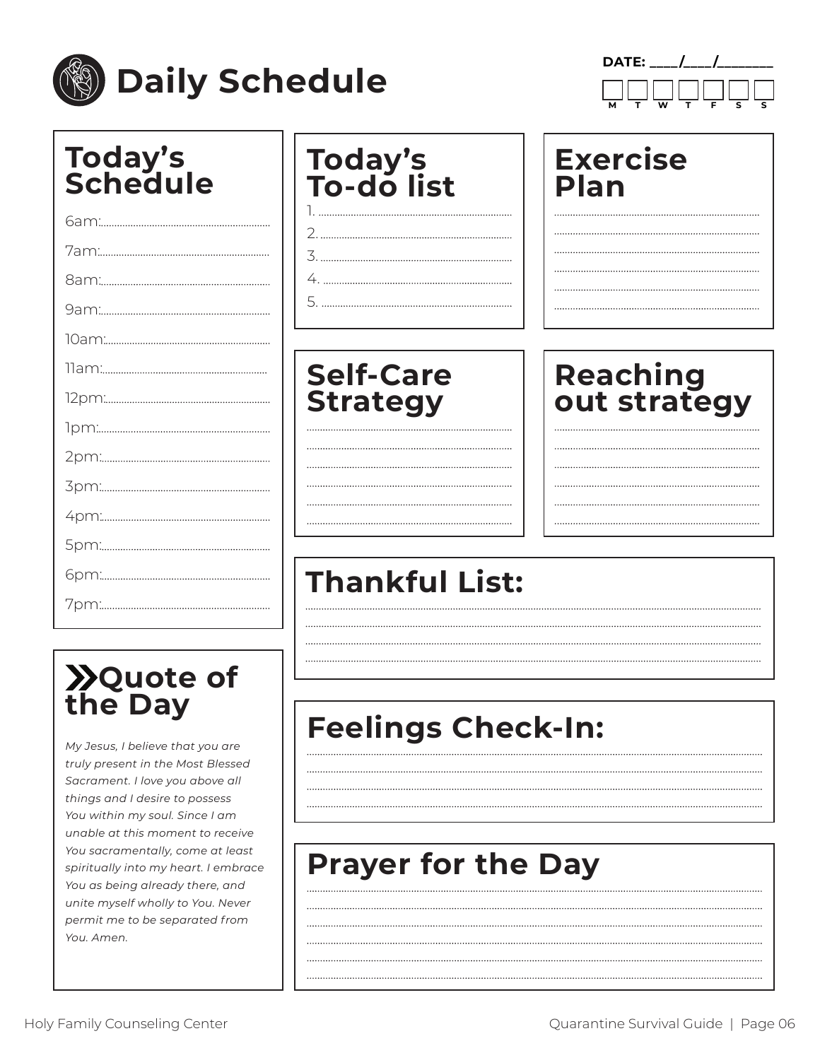# Daily Schedule

DATE: ____/____/________

M T W T F S S

## Today's Schedule

6am:

7am:

8am:

9am:

10am:

11am:

12pm:

1pm:

2pm:

3pm:

4pm:

5pm:

6pm:

7pm:

## Today's To-do list

1.
2.
3.
4.
5.

## Exercise Plan

## Self-Care Strategy

## Reaching out strategy

## Thankful List:

## Quote of the Day

*My Jesus, I believe that you are truly present in the Most Blessed Sacrament. I love you above all things and I desire to possess You within my soul. Since I am unable at this moment to receive You sacramentally, come at least spiritually into my heart. I embrace You as being already there, and unite myself wholly to You. Never permit me to be separated from You. Amen.*

## Feelings Check-In:

## Prayer for the Day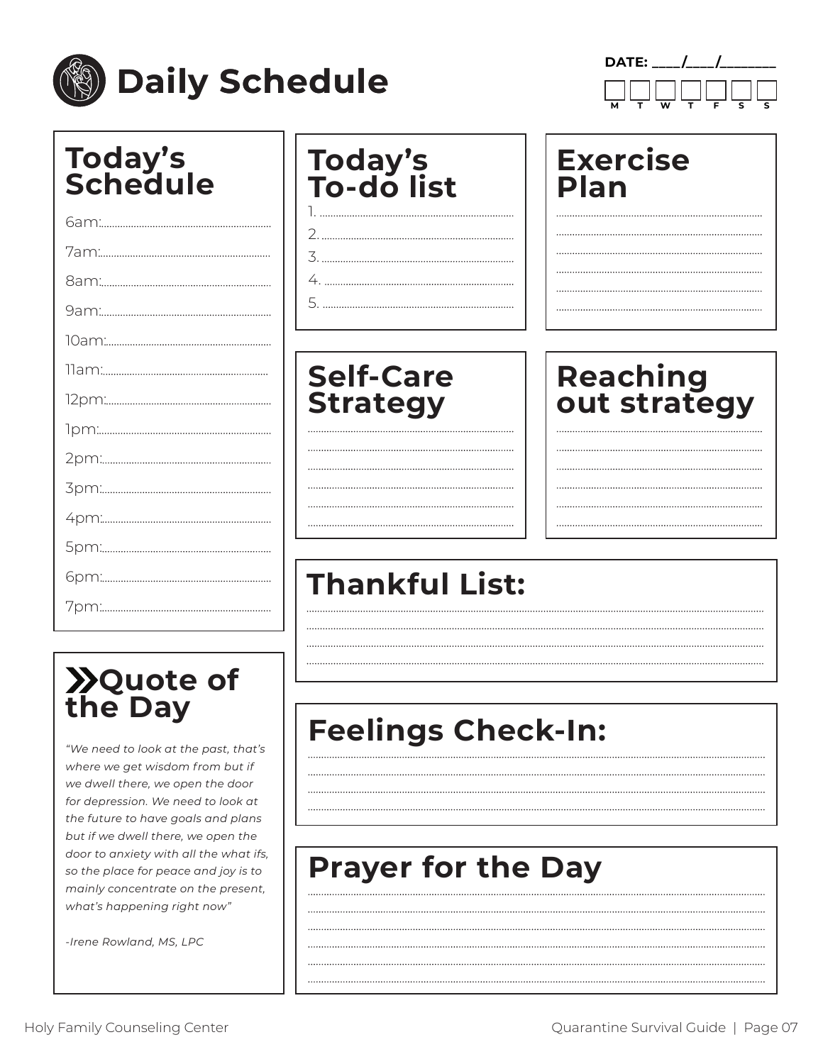# Daily Schedule

DATE: ____/____/________

M T W T F S S

## Today's Schedule

6am:

7am:

8am:

9am:

10am:

11am:

12pm:

1pm:

2pm:

3pm:

4pm:

5pm:

6pm:

7pm:

## Today's To-do list

1.
2.
3.
4.
5.

## Exercise Plan

## Self-Care Strategy

## Reaching out strategy

## Thankful List:

## Quote of the Day

*"We need to look at the past, that's where we get wisdom from but if we dwell there, we open the door for depression. We need to look at the future to have goals and plans but if we dwell there, we open the door to anxiety with all the what ifs, so the place for peace and joy is to mainly concentrate on the present, what's happening right now"*

*-Irene Rowland, MS, LPC*

## Feelings Check-In:

## Prayer for the Day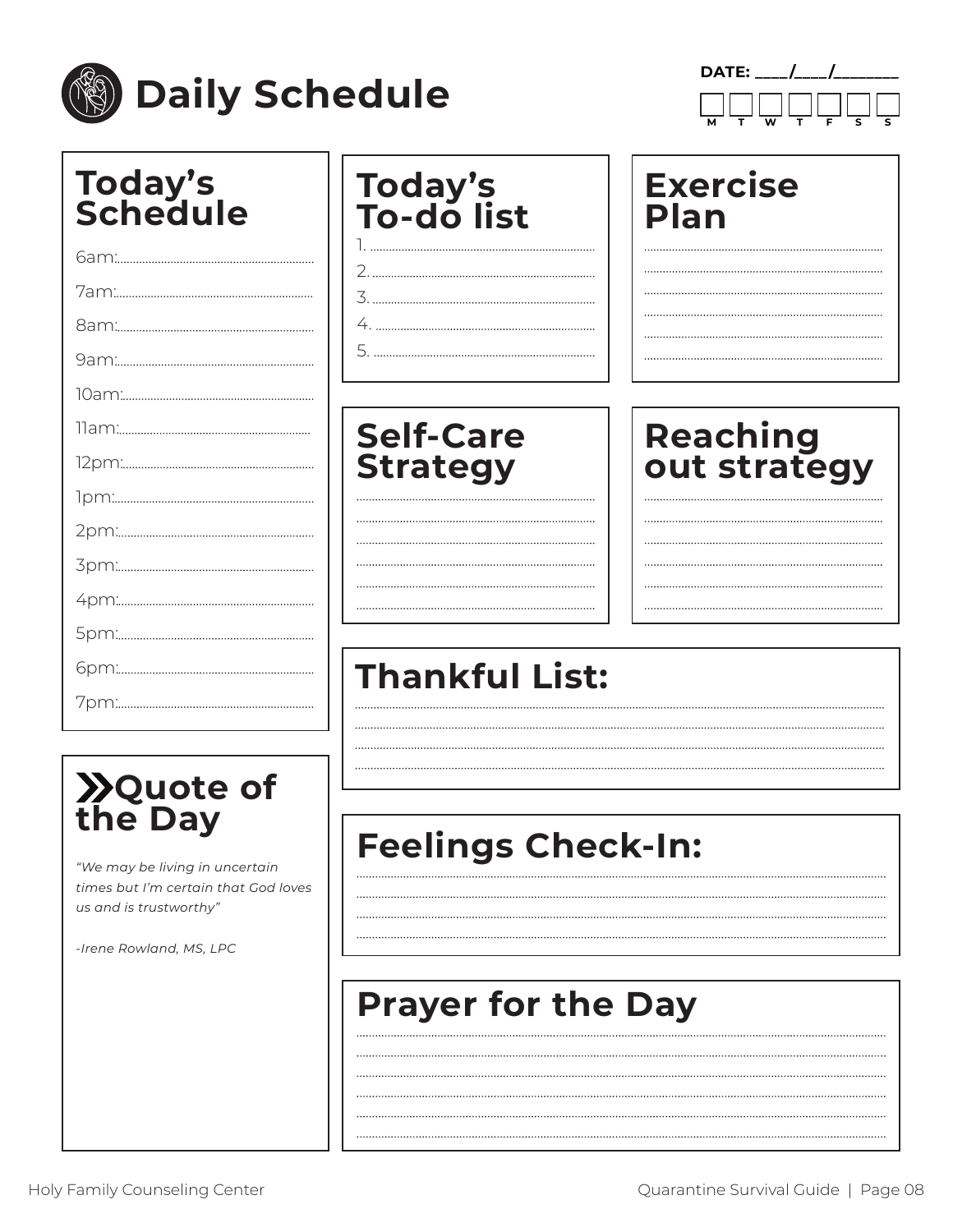# Daily Schedule

DATE: ____/____/________

M T W T F S S

## Today's Schedule

6am:..........................................................

7am:..........................................................

8am:..........................................................

9am:..........................................................

10am:..........................................................

11am:..........................................................

12pm:..........................................................

1pm:..........................................................

2pm:..........................................................

3pm:..........................................................

4pm:..........................................................

5pm:..........................................................

6pm:..........................................................

7pm:..........................................................

## Today's To-do list

1. ..........................................................
2. ..........................................................
3. ..........................................................
4. ..........................................................
5. ..........................................................

## Exercise Plan

..........................................................

..........................................................

..........................................................

..........................................................

..........................................................

..........................................................

## Self-Care Strategy

..........................................................

..........................................................

..........................................................

..........................................................

..........................................................

..........................................................

## Reaching out strategy

..........................................................

..........................................................

..........................................................

..........................................................

..........................................................

..........................................................

## Thankful List:

..........................................................

..........................................................

..........................................................

..........................................................

## Quote of the Day

*"We may be living in uncertain times but I'm certain that God loves us and is trustworthy"*

*-Irene Rowland, MS, LPC*

## Feelings Check-In:

..........................................................

..........................................................

..........................................................

..........................................................

## Prayer for the Day

..........................................................

..........................................................

..........................................................

..........................................................

..........................................................

..........................................................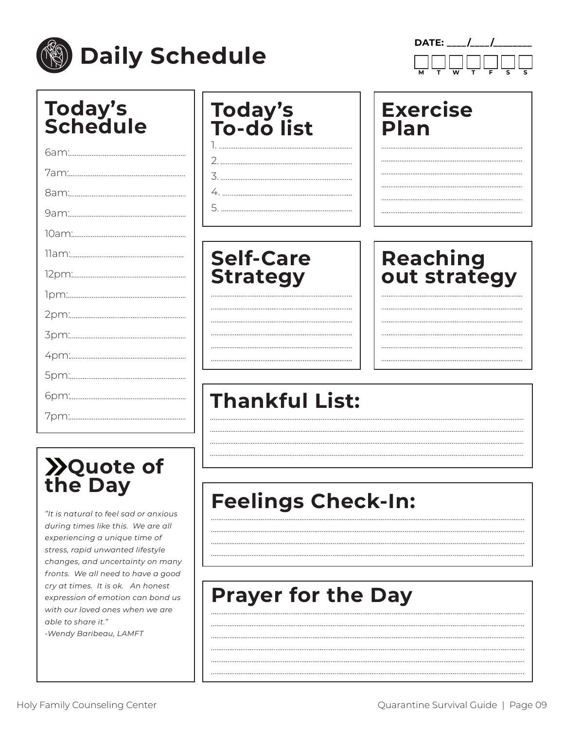# Daily Schedule

DATE: ____/____/________

M T W T F S S

## Today's Schedule

6am:..............................................................

7am:..............................................................

8am:..............................................................

9am:..............................................................

10am:..............................................................

11am:..............................................................

12pm:..............................................................

1pm:..............................................................

2pm:..............................................................

3pm:..............................................................

4pm:..............................................................

5pm:..............................................................

6pm:..............................................................

7pm:..............................................................

## Today's To-do list

1. ..............................................................
2. ..............................................................
3. ..............................................................
4. ..............................................................
5. ..............................................................

## Exercise Plan

..............................................................

..............................................................

..............................................................

..............................................................

..............................................................

..............................................................

## Self-Care Strategy

..............................................................

..............................................................

..............................................................

..............................................................

..............................................................

..............................................................

## Reaching out strategy

..............................................................

..............................................................

..............................................................

..............................................................

..............................................................

..............................................................

## Thankful List:

..............................................................

..............................................................

..............................................................

..............................................................

## Quote of the Day

*"It is natural to feel sad or anxious during times like this. We are all experiencing a unique time of stress, rapid unwanted lifestyle changes, and uncertainty on many fronts. We all need to have a good cry at times. It is ok. An honest expression of emotion can bond us with our loved ones when we are able to share it."*

*-Wendy Baribeau, LAMFT*

## Feelings Check-In:

..............................................................

..............................................................

..............................................................

..............................................................

## Prayer for the Day

..............................................................

..............................................................

..............................................................

..............................................................

..............................................................

..............................................................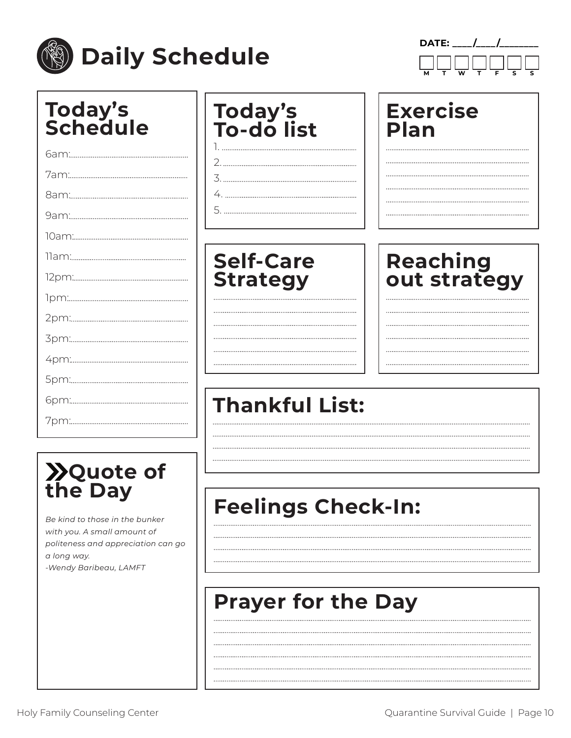# Daily Schedule

DATE: ____/____/________

M T W T F S S

## Today's Schedule

6am:......................................................

7am:......................................................

8am:......................................................

9am:......................................................

10am:......................................................

11am:......................................................

12pm:......................................................

1pm:......................................................

2pm:......................................................

3pm:......................................................

4pm:......................................................

5pm:......................................................

6pm:......................................................

7pm:......................................................

## Today's To-do list

1. ......................................................
2. ......................................................
3. ......................................................
4. ......................................................
5. ......................................................

## Exercise Plan

......................................................

......................................................

......................................................

......................................................

......................................................

......................................................

## Self-Care Strategy

......................................................

......................................................

......................................................

......................................................

......................................................

......................................................

## Reaching out strategy

......................................................

......................................................

......................................................

......................................................

......................................................

......................................................

## Thankful List:

......................................................

......................................................

......................................................

......................................................

## Quote of the Day

*Be kind to those in the bunker with you. A small amount of politeness and appreciation can go a long way.*
*-Wendy Baribeau, LAMFT*

## Feelings Check-In:

......................................................

......................................................

......................................................

......................................................

## Prayer for the Day

......................................................

......................................................

......................................................

......................................................

......................................................

......................................................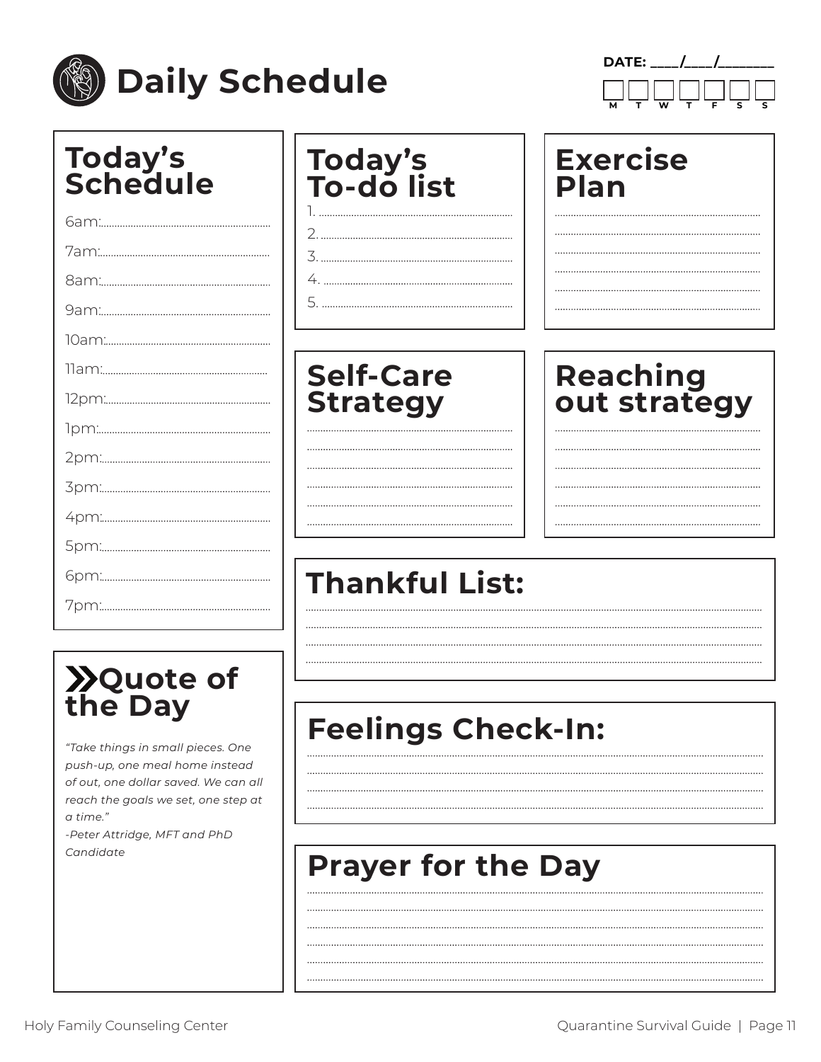# Daily Schedule

DATE: ____/____/________

M T W T F S S

## Today's Schedule

6am:........................................................

7am:........................................................

8am:........................................................

9am:........................................................

10am:........................................................

11am:........................................................

12pm:........................................................

1pm:........................................................

2pm:........................................................

3pm:........................................................

4pm:........................................................

5pm:........................................................

6pm:........................................................

7pm:........................................................

## Today's To-do list

1. ........................................................
2. ........................................................
3. ........................................................
4. ........................................................
5. ........................................................

## Exercise Plan

........................................................

........................................................

........................................................

........................................................

........................................................

........................................................

## Self-Care Strategy

........................................................

........................................................

........................................................

........................................................

........................................................

........................................................

## Reaching out strategy

........................................................

........................................................

........................................................

........................................................

........................................................

........................................................

## Thankful List:

........................................................

........................................................

........................................................

........................................................

## Quote of the Day

*"Take things in small pieces. One push-up, one meal home instead of out, one dollar saved. We can all reach the goals we set, one step at a time."*
*-Peter Attridge, MFT and PhD Candidate*

## Feelings Check-In:

........................................................

........................................................

........................................................

........................................................

## Prayer for the Day

........................................................

........................................................

........................................................

........................................................

........................................................

........................................................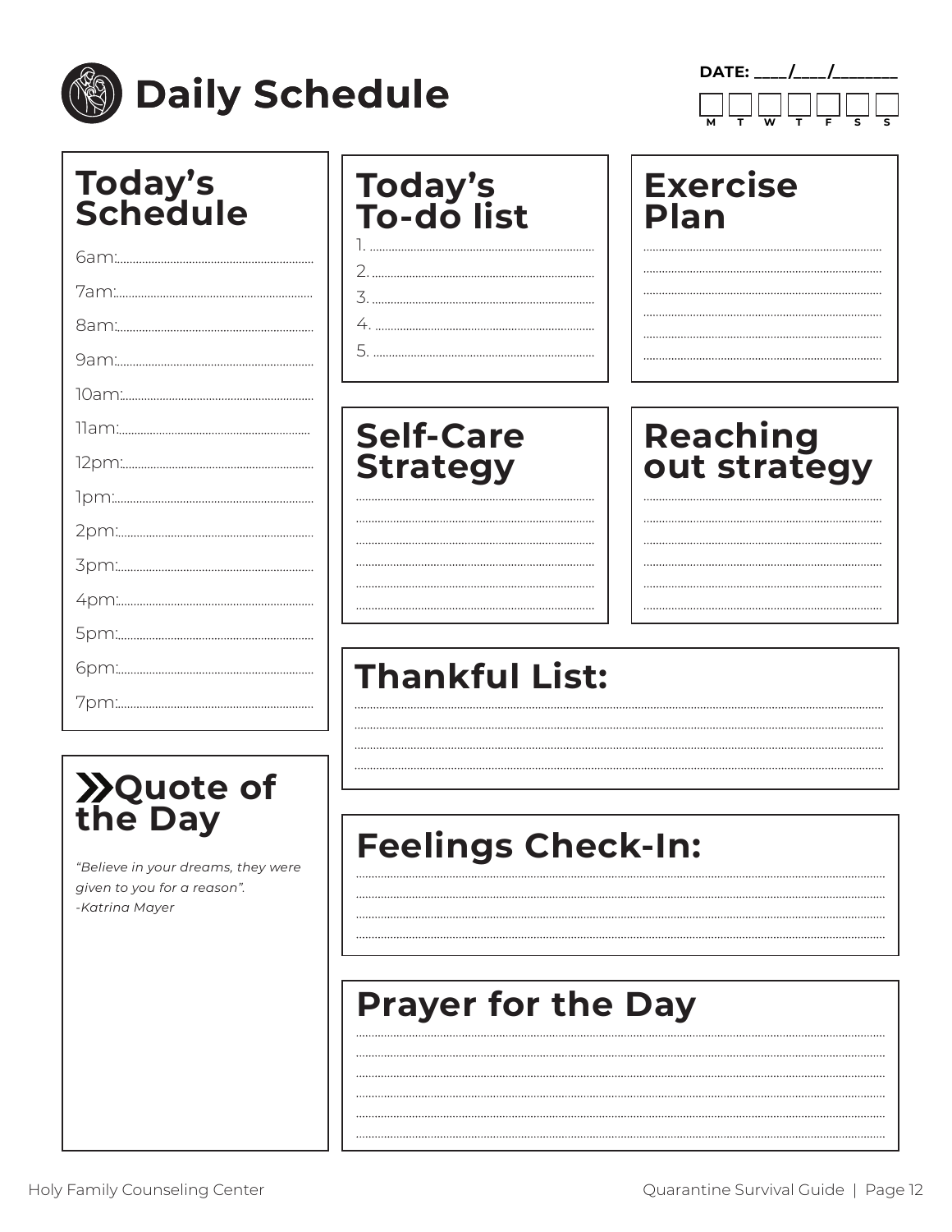# Daily Schedule

DATE: ____/____/________

M T W T F S S

## Today's Schedule

6am:..............................................................

7am:..............................................................

8am:..............................................................

9am:..............................................................

10am:............................................................

11am:............................................................

12pm:............................................................

1pm:..............................................................

2pm:..............................................................

3pm:..............................................................

4pm:..............................................................

5pm:..............................................................

6pm:..............................................................

7pm:..............................................................

## Today's To-do list

1. ..............................................................
2. ..............................................................
3. ..............................................................
4. ..............................................................
5. ..............................................................

## Exercise Plan

..............................................................

..............................................................

..............................................................

..............................................................

..............................................................

..............................................................

## Self-Care Strategy

..............................................................

..............................................................

..............................................................

..............................................................

..............................................................

..............................................................

## Reaching out strategy

..............................................................

..............................................................

..............................................................

..............................................................

..............................................................

..............................................................

## Thankful List:

..............................................................

..............................................................

..............................................................

..............................................................

## Quote of the Day

*"Believe in your dreams, they were given to you for a reason". -Katrina Mayer*

## Feelings Check-In:

..............................................................

..............................................................

..............................................................

..............................................................

## Prayer for the Day

..............................................................

..............................................................

..............................................................

..............................................................

..............................................................

..............................................................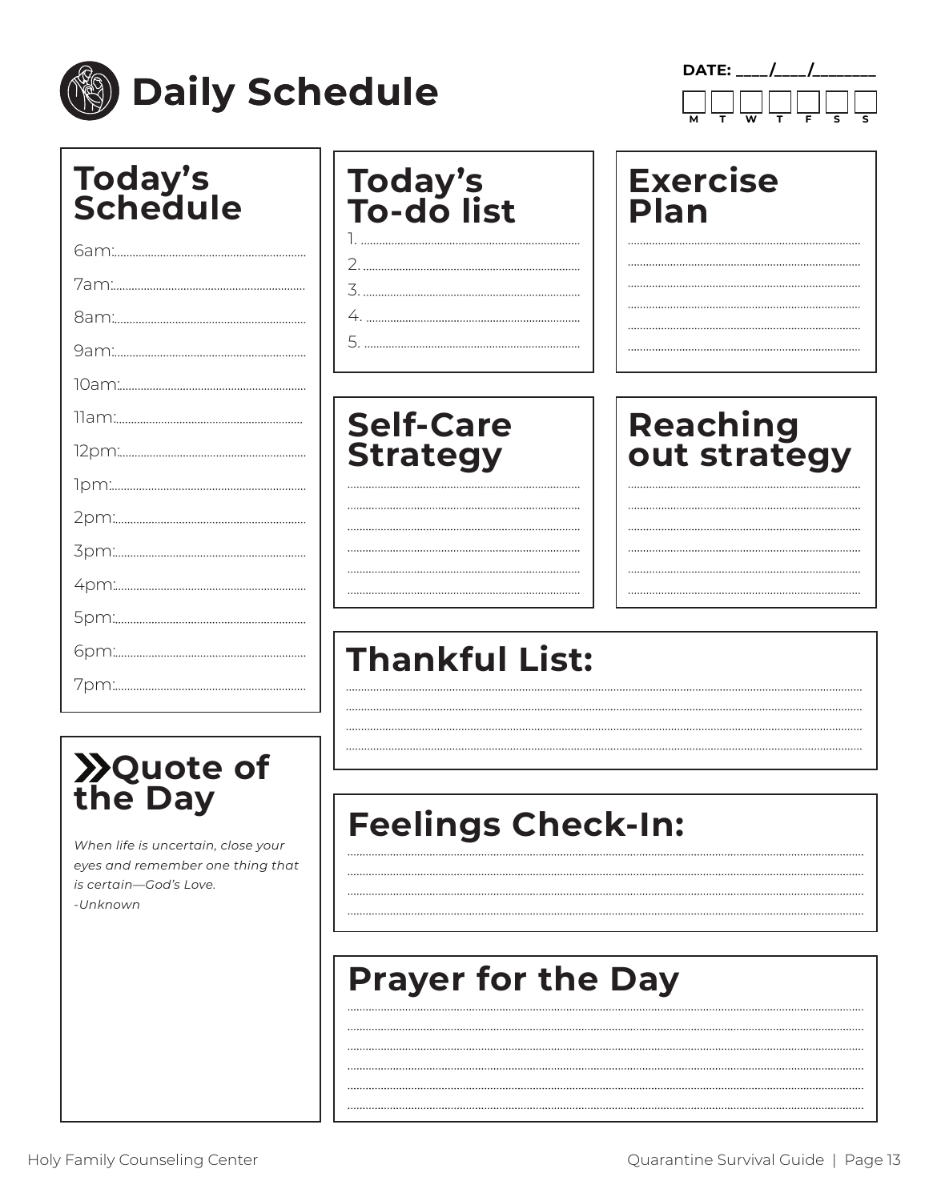# Daily Schedule

DATE: ____/____/________

M T W T F S S

## Today's Schedule

6am:........................................................

7am:........................................................

8am:........................................................

9am:........................................................

10am:........................................................

11am:........................................................

12pm:........................................................

1pm:........................................................

2pm:........................................................

3pm:........................................................

4pm:........................................................

5pm:........................................................

6pm:........................................................

7pm:........................................................

## Today's To-do list

1. ........................................................
2. ........................................................
3. ........................................................
4. ........................................................
5. ........................................................

## Exercise Plan

........................................................

........................................................

........................................................

........................................................

........................................................

........................................................

## Self-Care Strategy

........................................................

........................................................

........................................................

........................................................

........................................................

........................................................

## Reaching out strategy

........................................................

........................................................

........................................................

........................................................

........................................................

........................................................

## Thankful List:

........................................................................................................................

........................................................................................................................

........................................................................................................................

........................................................................................................................

## ››Quote of the Day

*When life is uncertain, close your eyes and remember one thing that is certain—God's Love.*
*-Unknown*

## Feelings Check-In:

........................................................................................................................

........................................................................................................................

........................................................................................................................

........................................................................................................................

## Prayer for the Day

........................................................................................................................

........................................................................................................................

........................................................................................................................

........................................................................................................................

........................................................................................................................

........................................................................................................................